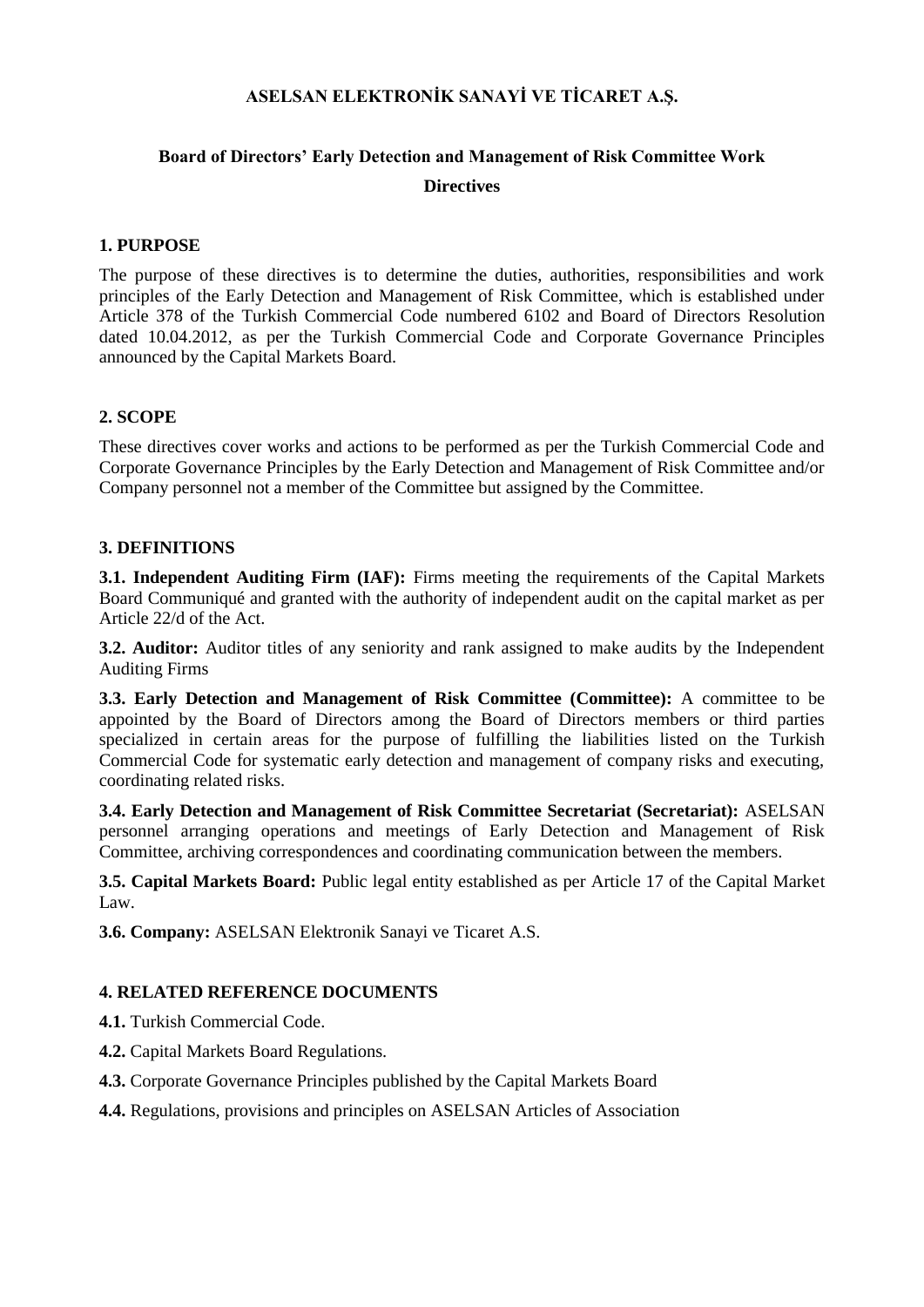# ASELSAN ELEKTRONİK SANAYİ VE TİCARET A.Ş.

## Board of Directors' Early Detection and Management of Risk Committee Work Directives

### 1. PURPOSE

The purpose of these directives is to determine the duties, authorities, responsibilities and work principles of the Early Detection and Management of Risk Committee, which is established under Article 378 of the Turkish Commercial Code numbered 6102 and Board of Directors Resolution dated 10.04.2012, as per the Turkish Commercial Code and Corporate Governance Principles announced by the Capital Markets Board.

### 2. SCOPE

These directives cover works and actions to be performed as per the Turkish Commercial Code and Corporate Governance Principles by the Early Detection and Management of Risk Committee and/or Company personnel not a member of the Committee but assigned by the Committee.

### 3. DEFINITIONS

**3.1. Independent Auditing Firm (IAF):** Firms meeting the requirements of the Capital Markets Board Communiqué and granted with the authority of independent audit on the capital market as per Article 22/d of the Act.

**3.2. Auditor:** Auditor titles of any seniority and rank assigned to make audits by the Independent Auditing Firms

**3.3. Early Detection and Management of Risk Committee (Committee):** A committee to be appointed by the Board of Directors among the Board of Directors members or third parties specialized in certain areas for the purpose of fulfilling the liabilities listed on the Turkish Commercial Code for systematic early detection and management of company risks and executing, coordinating related risks.

**3.4. Early Detection and Management of Risk Committee Secretariat (Secretariat):** ASELSAN personnel arranging operations and meetings of Early Detection and Management of Risk Committee, archiving correspondences and coordinating communication between the members.

**3.5. Capital Markets Board:** Public legal entity established as per Article 17 of the Capital Market Law.

**3.6. Company:** ASELSAN Elektronik Sanayi ve Ticaret A.S.

### 4. RELATED REFERENCE DOCUMENTS

**4.1.** Turkish Commercial Code.

**4.2.** Capital Markets Board Regulations.

**4.3.** Corporate Governance Principles published by the Capital Markets Board

**4.4.** Regulations, provisions and principles on ASELSAN Articles of Association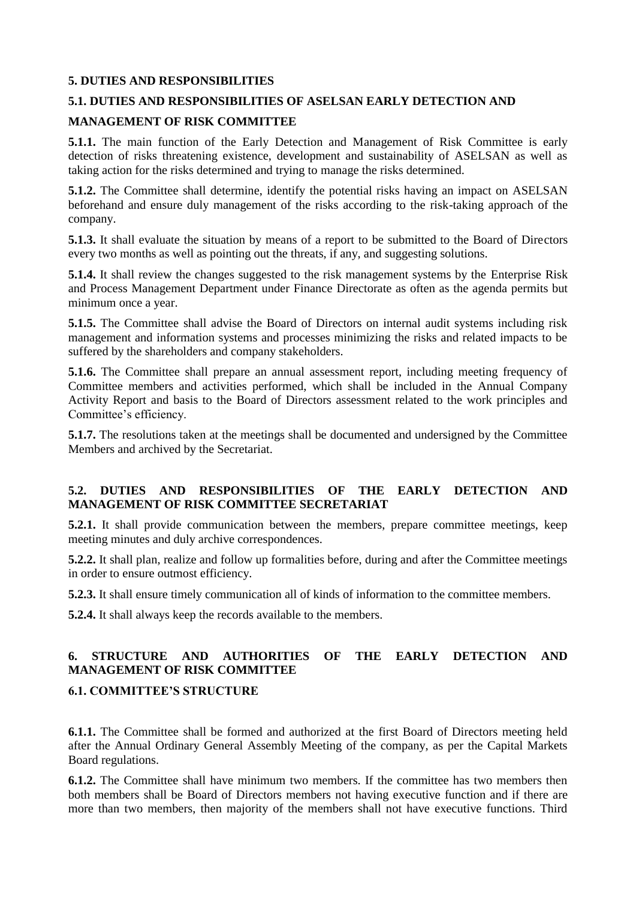## 5. DUTIES AND RESPONSIBILITIES

### 5.1. DUTIES AND RESPONSIBILITIES OF ASELSAN EARLY DETECTION AND MANAGEMENT OF RISK COMMITTEE

**5.1.1.** The main function of the Early Detection and Management of Risk Committee is early detection of risks threatening existence, development and sustainability of ASELSAN as well as taking action for the risks determined and trying to manage the risks determined.

**5.1.2.** The Committee shall determine, identify the potential risks having an impact on ASELSAN beforehand and ensure duly management of the risks according to the risk-taking approach of the company.

**5.1.3.** It shall evaluate the situation by means of a report to be submitted to the Board of Directors every two months as well as pointing out the threats, if any, and suggesting solutions.

**5.1.4.** It shall review the changes suggested to the risk management systems by the Enterprise Risk and Process Management Department under Finance Directorate as often as the agenda permits but minimum once a year.

**5.1.5.** The Committee shall advise the Board of Directors on internal audit systems including risk management and information systems and processes minimizing the risks and related impacts to be suffered by the shareholders and company stakeholders.

**5.1.6.** The Committee shall prepare an annual assessment report, including meeting frequency of Committee members and activities performed, which shall be included in the Annual Company Activity Report and basis to the Board of Directors assessment related to the work principles and Committee's efficiency.

**5.1.7.** The resolutions taken at the meetings shall be documented and undersigned by the Committee Members and archived by the Secretariat.

### 5.2. DUTIES AND RESPONSIBILITIES OF THE EARLY DETECTION AND MANAGEMENT OF RISK COMMITTEE SECRETARIAT

**5.2.1.** It shall provide communication between the members, prepare committee meetings, keep meeting minutes and duly archive correspondences.

**5.2.2.** It shall plan, realize and follow up formalities before, during and after the Committee meetings in order to ensure outmost efficiency.

**5.2.3.** It shall ensure timely communication all of kinds of information to the committee members.

**5.2.4.** It shall always keep the records available to the members.

## 6. STRUCTURE AND AUTHORITIES OF THE EARLY DETECTION AND MANAGEMENT OF RISK COMMITTEE

### 6.1. COMMITTEE'S STRUCTURE

**6.1.1.** The Committee shall be formed and authorized at the first Board of Directors meeting held after the Annual Ordinary General Assembly Meeting of the company, as per the Capital Markets Board regulations.

**6.1.2.** The Committee shall have minimum two members. If the committee has two members then both members shall be Board of Directors members not having executive function and if there are more than two members, then majority of the members shall not have executive functions. Third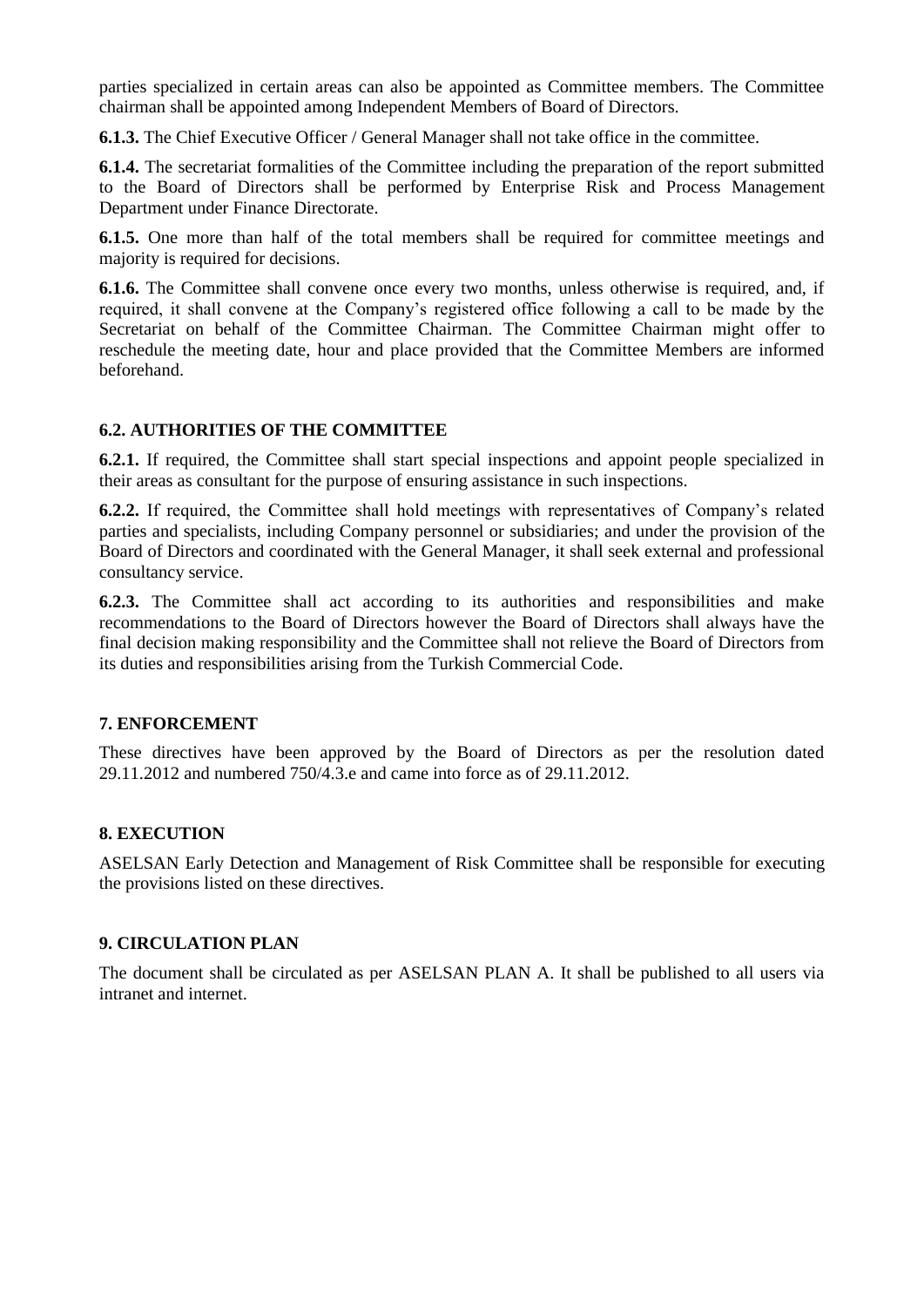parties specialized in certain areas can also be appointed as Committee members. The Committee chairman shall be appointed among Independent Members of Board of Directors.

**6.1.3.** The Chief Executive Officer / General Manager shall not take office in the committee.

**6.1.4.** The secretariat formalities of the Committee including the preparation of the report submitted to the Board of Directors shall be performed by Enterprise Risk and Process Management Department under Finance Directorate.

**6.1.5.** One more than half of the total members shall be required for committee meetings and majority is required for decisions.

**6.1.6.** The Committee shall convene once every two months, unless otherwise is required, and, if required, it shall convene at the Company's registered office following a call to be made by the Secretariat on behalf of the Committee Chairman. The Committee Chairman might offer to reschedule the meeting date, hour and place provided that the Committee Members are informed beforehand.

### 6.2. AUTHORITIES OF THE COMMITTEE

**6.2.1.** If required, the Committee shall start special inspections and appoint people specialized in their areas as consultant for the purpose of ensuring assistance in such inspections.

**6.2.2.** If required, the Committee shall hold meetings with representatives of Company's related parties and specialists, including Company personnel or subsidiaries; and under the provision of the Board of Directors and coordinated with the General Manager, it shall seek external and professional consultancy service.

**6.2.3.** The Committee shall act according to its authorities and responsibilities and make recommendations to the Board of Directors however the Board of Directors shall always have the final decision making responsibility and the Committee shall not relieve the Board of Directors from its duties and responsibilities arising from the Turkish Commercial Code.

## 7. ENFORCEMENT

These directives have been approved by the Board of Directors as per the resolution dated 29.11.2012 and numbered 750/4.3.e and came into force as of 29.11.2012.

## 8. EXECUTION

ASELSAN Early Detection and Management of Risk Committee shall be responsible for executing the provisions listed on these directives.

## 9. CIRCULATION PLAN

The document shall be circulated as per ASELSAN PLAN A. It shall be published to all users via intranet and internet.